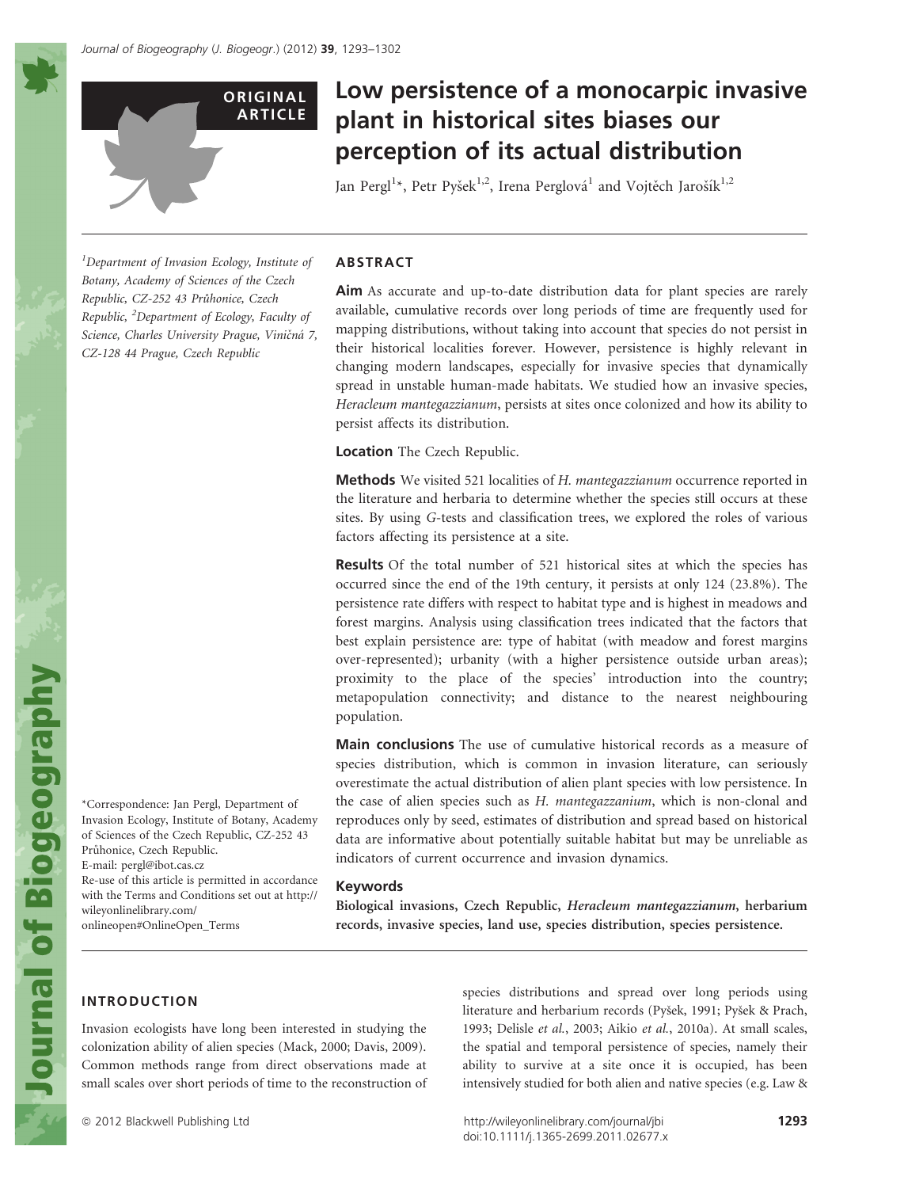ORIGINAL ARTICLE

# Low persistence of a monocarpic invasive plant in historical sites biases our perception of its actual distribution

Jan Pergl[1]*, Petr Pyšek[1,2], Irena Perglová[1] and Vojtěch Jarošík[1,2]

[1]Department of Invasion Ecology, Institute of Botany, Academy of Sciences of the Czech Republic, CZ-252 43 Průhonice, Czech Republic, [2]Department of Ecology, Faculty of Science, Charles University Prague, Viničná 7, CZ-128 44 Prague, Czech Republic

*Correspondence: Jan Pergl, Department of Invasion Ecology, Institute of Botany, Academy of Sciences of the Czech Republic, CZ-252 43 Průhonice, Czech Republic.
E-mail: pergl@ibot.cas.cz
Re-use of this article is permitted in accordance with the Terms and Conditions set out at http://wileyonlinelibrary.com/onlineopen#OnlineOpen_Terms

## ABSTRACT

**Aim** As accurate and up-to-date distribution data for plant species are rarely available, cumulative records over long periods of time are frequently used for mapping distributions, without taking into account that species do not persist in their historical localities forever. However, persistence is highly relevant in changing modern landscapes, especially for invasive species that dynamically spread in unstable human-made habitats. We studied how an invasive species, *Heracleum mantegazzianum*, persists at sites once colonized and how its ability to persist affects its distribution.

**Location** The Czech Republic.

**Methods** We visited 521 localities of *H. mantegazzianum* occurrence reported in the literature and herbaria to determine whether the species still occurs at these sites. By using *G*-tests and classification trees, we explored the roles of various factors affecting its persistence at a site.

**Results** Of the total number of 521 historical sites at which the species has occurred since the end of the 19th century, it persists at only 124 (23.8%). The persistence rate differs with respect to habitat type and is highest in meadows and forest margins. Analysis using classification trees indicated that the factors that best explain persistence are: type of habitat (with meadow and forest margins over-represented); urbanity (with a higher persistence outside urban areas); proximity to the place of the species' introduction into the country; metapopulation connectivity; and distance to the nearest neighbouring population.

**Main conclusions** The use of cumulative historical records as a measure of species distribution, which is common in invasion literature, can seriously overestimate the actual distribution of alien plant species with low persistence. In the case of alien species such as *H. mantegazzanium*, which is non-clonal and reproduces only by seed, estimates of distribution and spread based on historical data are informative about potentially suitable habitat but may be unreliable as indicators of current occurrence and invasion dynamics.

### Keywords

**Biological invasions, Czech Republic, *Heracleum mantegazzianum*, herbarium records, invasive species, land use, species distribution, species persistence.**

## INTRODUCTION

Invasion ecologists have long been interested in studying the colonization ability of alien species (Mack, 2000; Davis, 2009). Common methods range from direct observations made at small scales over short periods of time to the reconstruction of species distributions and spread over long periods using literature and herbarium records (Pyšek, 1991; Pyšek & Prach, 1993; Delisle *et al.*, 2003; Aikio *et al.*, 2010a). At small scales, the spatial and temporal persistence of species, namely their ability to survive at a site once it is occupied, has been intensively studied for both alien and native species (e.g. Law &

© 2012 Blackwell Publishing Ltd
http://wileyonlinelibrary.com/journal/jbi
doi:10.1111/j.1365-2699.2011.02677.x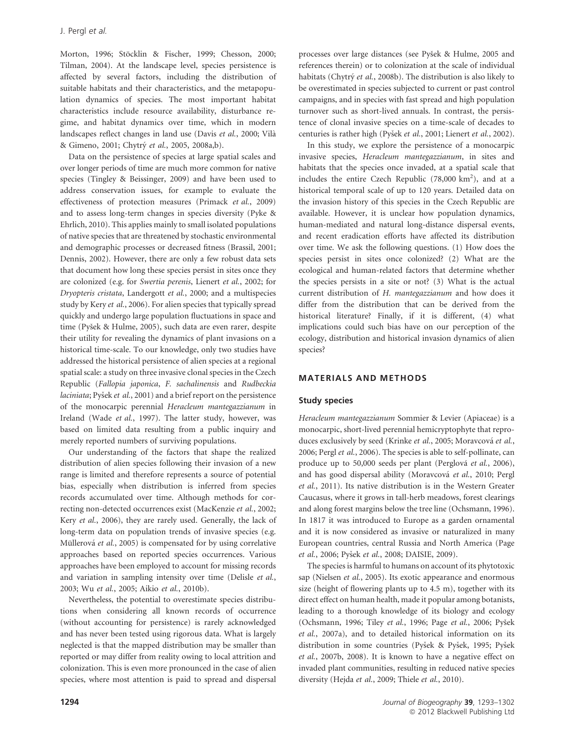Morton, 1996; Stöcklin & Fischer, 1999; Chesson, 2000; Tilman, 2004). At the landscape level, species persistence is affected by several factors, including the distribution of suitable habitats and their characteristics, and the metapopulation dynamics of species. The most important habitat characteristics include resource availability, disturbance regime, and habitat dynamics over time, which in modern landscapes reflect changes in land use (Davis *et al.*, 2000; Vilà & Gimeno, 2001; Chytrý *et al.*, 2005, 2008a,b).

Data on the persistence of species at large spatial scales and over longer periods of time are much more common for native species (Tingley & Beissinger, 2009) and have been used to address conservation issues, for example to evaluate the effectiveness of protection measures (Primack *et al.*, 2009) and to assess long-term changes in species diversity (Pyke & Ehrlich, 2010). This applies mainly to small isolated populations of native species that are threatened by stochastic environmental and demographic processes or decreased fitness (Brassil, 2001; Dennis, 2002). However, there are only a few robust data sets that document how long these species persist in sites once they are colonized (e.g. for *Swertia perenis*, Lienert *et al.*, 2002; for *Dryopteris cristata*, Landergott *et al.*, 2000; and a multispecies study by Kery *et al.*, 2006). For alien species that typically spread quickly and undergo large population fluctuations in space and time (Pyšek & Hulme, 2005), such data are even rarer, despite their utility for revealing the dynamics of plant invasions on a historical time-scale. To our knowledge, only two studies have addressed the historical persistence of alien species at a regional spatial scale: a study on three invasive clonal species in the Czech Republic (*Fallopia japonica*, *F. sachalinensis* and *Rudbeckia laciniata*; Pyšek *et al.*, 2001) and a brief report on the persistence of the monocarpic perennial *Heracleum mantegazzianum* in Ireland (Wade *et al.*, 1997). The latter study, however, was based on limited data resulting from a public inquiry and merely reported numbers of surviving populations.

Our understanding of the factors that shape the realized distribution of alien species following their invasion of a new range is limited and therefore represents a source of potential bias, especially when distribution is inferred from species records accumulated over time. Although methods for correcting non-detected occurrences exist (MacKenzie *et al.*, 2002; Kery *et al.*, 2006), they are rarely used. Generally, the lack of long-term data on population trends of invasive species (e.g. Müllerová *et al.*, 2005) is compensated for by using correlative approaches based on reported species occurrences. Various approaches have been employed to account for missing records and variation in sampling intensity over time (Delisle *et al.*, 2003; Wu *et al.*, 2005; Aikio *et al.*, 2010b).

Nevertheless, the potential to overestimate species distributions when considering all known records of occurrence (without accounting for persistence) is rarely acknowledged and has never been tested using rigorous data. What is largely neglected is that the mapped distribution may be smaller than reported or may differ from reality owing to local attrition and colonization. This is even more pronounced in the case of alien species, where most attention is paid to spread and dispersal processes over large distances (see Pyšek & Hulme, 2005 and references therein) or to colonization at the scale of individual habitats (Chytrý *et al.*, 2008b). The distribution is also likely to be overestimated in species subjected to current or past control campaigns, and in species with fast spread and high population turnover such as short-lived annuals. In contrast, the persistence of clonal invasive species on a time-scale of decades to centuries is rather high (Pyšek *et al.*, 2001; Lienert *et al.*, 2002).

In this study, we explore the persistence of a monocarpic invasive species, *Heracleum mantegazzianum*, in sites and habitats that the species once invaded, at a spatial scale that includes the entire Czech Republic (78,000 km$^2$), and at a historical temporal scale of up to 120 years. Detailed data on the invasion history of this species in the Czech Republic are available. However, it is unclear how population dynamics, human-mediated and natural long-distance dispersal events, and recent eradication efforts have affected its distribution over time. We ask the following questions. (1) How does the species persist in sites once colonized? (2) What are the ecological and human-related factors that determine whether the species persists in a site or not? (3) What is the actual current distribution of *H. mantegazzianum* and how does it differ from the distribution that can be derived from the historical literature? Finally, if it is different, (4) what implications could such bias have on our perception of the ecology, distribution and historical invasion dynamics of alien species?

## MATERIALS AND METHODS

### Study species

*Heracleum mantegazzianum* Sommier & Levier (Apiaceae) is a monocarpic, short-lived perennial hemicryptophyte that reproduces exclusively by seed (Krinke *et al.*, 2005; Moravcová *et al.*, 2006; Pergl *et al.*, 2006). The species is able to self-pollinate, can produce up to 50,000 seeds per plant (Perglová *et al.*, 2006), and has good dispersal ability (Moravcová *et al.*, 2010; Pergl *et al.*, 2011). Its native distribution is in the Western Greater Caucasus, where it grows in tall-herb meadows, forest clearings and along forest margins below the tree line (Ochsmann, 1996). In 1817 it was introduced to Europe as a garden ornamental and it is now considered as invasive or naturalized in many European countries, central Russia and North America (Page *et al.*, 2006; Pyšek *et al.*, 2008; DAISIE, 2009).

The species is harmful to humans on account of its phytotoxic sap (Nielsen *et al.*, 2005). Its exotic appearance and enormous size (height of flowering plants up to 4.5 m), together with its direct effect on human health, made it popular among botanists, leading to a thorough knowledge of its biology and ecology (Ochsmann, 1996; Tiley *et al.*, 1996; Page *et al.*, 2006; Pyšek *et al.*, 2007a), and to detailed historical information on its distribution in some countries (Pyšek & Pyšek, 1995; Pyšek *et al.*, 2007b, 2008). It is known to have a negative effect on invaded plant communities, resulting in reduced native species diversity (Hejda *et al.*, 2009; Thiele *et al.*, 2010).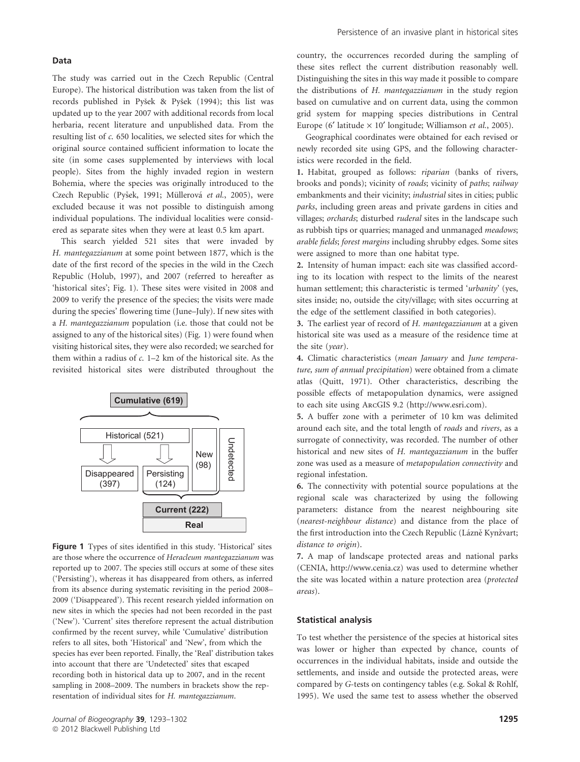### Data

The study was carried out in the Czech Republic (Central Europe). The historical distribution was taken from the list of records published in Pyšek & Pyšek (1994); this list was updated up to the year 2007 with additional records from local herbaria, recent literature and unpublished data. From the resulting list of *c.* 650 localities, we selected sites for which the original source contained sufficient information to locate the site (in some cases supplemented by interviews with local people). Sites from the highly invaded region in western Bohemia, where the species was originally introduced to the Czech Republic (Pyšek, 1991; Müllerová *et al.*, 2005), were excluded because it was not possible to distinguish among individual populations. The individual localities were considered as separate sites when they were at least 0.5 km apart.

This search yielded 521 sites that were invaded by *H. mantegazzianum* at some point between 1877, which is the date of the first record of the species in the wild in the Czech Republic (Holub, 1997), and 2007 (referred to hereafter as 'historical sites'; Fig. 1). These sites were visited in 2008 and 2009 to verify the presence of the species; the visits were made during the species' flowering time (June–July). If new sites with a *H. mantegazzianum* population (i.e. those that could not be assigned to any of the historical sites) (Fig. 1) were found when visiting historical sites, they were also recorded; we searched for them within a radius of *c.* 1–2 km of the historical site. As the revisited historical sites were distributed throughout the country, the occurrences recorded during the sampling of these sites reflect the current distribution reasonably well. Distinguishing the sites in this way made it possible to compare the distributions of *H. mantegazzianum* in the study region based on cumulative and on current data, using the common grid system for mapping species distributions in Central Europe (6′ latitude × 10′ longitude; Williamson *et al.*, 2005).

**Figure 1** Types of sites identified in this study. 'Historical' sites are those where the occurrence of *Heracleum mantegazzianum* was reported up to 2007. The species still occurs at some of these sites ('Persisting'), whereas it has disappeared from others, as inferred from its absence during systematic revisiting in the period 2008–2009 ('Disappeared'). This recent research yielded information on new sites in which the species had not been recorded in the past ('New'). 'Current' sites therefore represent the actual distribution confirmed by the recent survey, while 'Cumulative' distribution refers to all sites, both 'Historical' and 'New', from which the species has ever been reported. Finally, the 'Real' distribution takes into account that there are 'Undetected' sites that escaped recording both in historical data up to 2007, and in the recent sampling in 2008–2009. The numbers in brackets show the representation of individual sites for *H. mantegazzianum*.

Geographical coordinates were obtained for each revised or newly recorded site using GPS, and the following characteristics were recorded in the field.

**1.** Habitat, grouped as follows: *riparian* (banks of rivers, brooks and ponds); vicinity of *roads*; vicinity of *paths*; *railway* embankments and their vicinity; *industrial* sites in cities; public *parks*, including green areas and private gardens in cities and villages; *orchards*; disturbed *ruderal* sites in the landscape such as rubbish tips or quarries; managed and unmanaged *meadows*; *arable fields*; *forest margins* including shrubby edges. Some sites were assigned to more than one habitat type.

**2.** Intensity of human impact: each site was classified according to its location with respect to the limits of the nearest human settlement; this characteristic is termed '*urbanity*' (yes, sites inside; no, outside the city/village; with sites occurring at the edge of the settlement classified in both categories).

**3.** The earliest year of record of *H. mantegazzianum* at a given historical site was used as a measure of the residence time at the site (*year*).

**4.** Climatic characteristics (*mean January* and *June temperature, sum of annual precipitation*) were obtained from a climate atlas (Quitt, 1971). Other characteristics, describing the possible effects of metapopulation dynamics, were assigned to each site using ArcGIS 9.2 (http://www.esri.com).

**5.** A buffer zone with a perimeter of 10 km was delimited around each site, and the total length of *roads* and *rivers*, as a surrogate of connectivity, was recorded. The number of other historical and new sites of *H. mantegazzianum* in the buffer zone was used as a measure of *metapopulation connectivity* and regional infestation.

**6.** The connectivity with potential source populations at the regional scale was characterized by using the following parameters: distance from the nearest neighbouring site (*nearest-neighbour distance*) and distance from the place of the first introduction into the Czech Republic (Lázně Kynžvart; *distance to origin*).

**7.** A map of landscape protected areas and national parks (CENIA, http://www.cenia.cz) was used to determine whether the site was located within a nature protection area (*protected areas*).

### Statistical analysis

To test whether the persistence of the species at historical sites was lower or higher than expected by chance, counts of occurrences in the individual habitats, inside and outside the settlements, and inside and outside the protected areas, were compared by *G*-tests on contingency tables (e.g. Sokal & Rohlf, 1995). We used the same test to assess whether the observed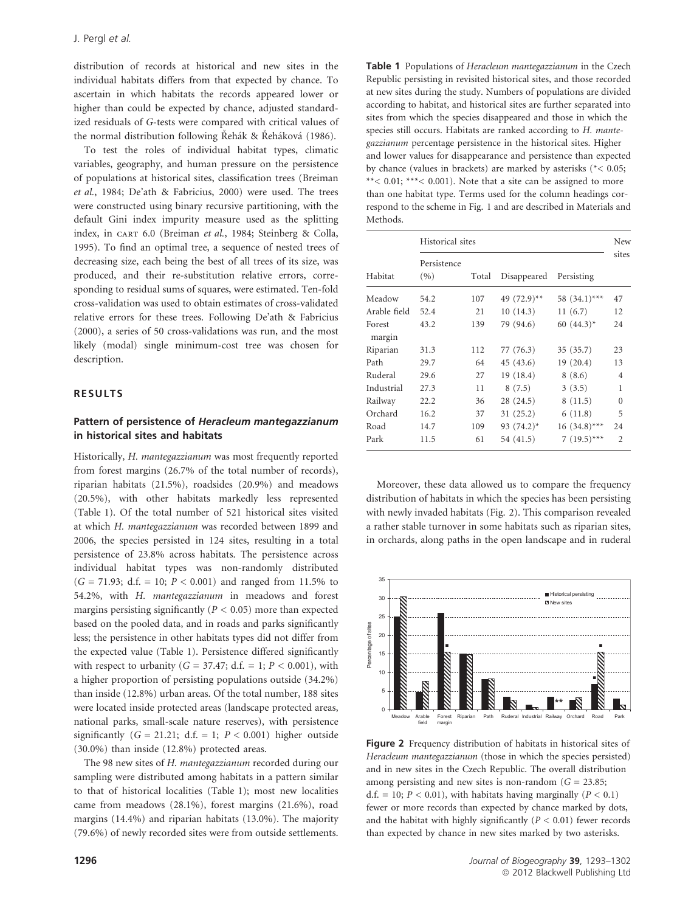distribution of records at historical and new sites in the individual habitats differs from that expected by chance. To ascertain in which habitats the records appeared lower or higher than could be expected by chance, adjusted standardized residuals of *G*-tests were compared with critical values of the normal distribution following Řehák & Řeháková (1986).

To test the roles of individual habitat types, climatic variables, geography, and human pressure on the persistence of populations at historical sites, classification trees (Breiman *et al.*, 1984; De'ath & Fabricius, 2000) were used. The trees were constructed using binary recursive partitioning, with the default Gini index impurity measure used as the splitting index, in CART 6.0 (Breiman *et al.*, 1984; Steinberg & Colla, 1995). To find an optimal tree, a sequence of nested trees of decreasing size, each being the best of all trees of its size, was produced, and their re-substitution relative errors, corresponding to residual sums of squares, were estimated. Ten-fold cross-validation was used to obtain estimates of cross-validated relative errors for these trees. Following De'ath & Fabricius (2000), a series of 50 cross-validations was run, and the most likely (modal) single minimum-cost tree was chosen for description.

## RESULTS

### Pattern of persistence of *Heracleum mantegazzianum* in historical sites and habitats

Historically, *H. mantegazzianum* was most frequently reported from forest margins (26.7% of the total number of records), riparian habitats (21.5%), roadsides (20.9%) and meadows (20.5%), with other habitats markedly less represented (Table 1). Of the total number of 521 historical sites visited at which *H. mantegazzianum* was recorded between 1899 and 2006, the species persisted in 124 sites, resulting in a total persistence of 23.8% across habitats. The persistence across individual habitat types was non-randomly distributed ($G = 71.93$; d.f. = 10; $P < 0.001$) and ranged from 11.5% to 54.2%, with *H. mantegazzianum* in meadows and forest margins persisting significantly ($P < 0.05$) more than expected based on the pooled data, and in roads and parks significantly less; the persistence in other habitats types did not differ from the expected value (Table 1). Persistence differed significantly with respect to urbanity ($G = 37.47$; d.f. = 1; $P < 0.001$), with a higher proportion of persisting populations outside (34.2%) than inside (12.8%) urban areas. Of the total number, 188 sites were located inside protected areas (landscape protected areas, national parks, small-scale nature reserves), with persistence significantly ($G = 21.21$; d.f. = 1; $P < 0.001$) higher outside (30.0%) than inside (12.8%) protected areas.

The 98 new sites of *H. mantegazzianum* recorded during our sampling were distributed among habitats in a pattern similar to that of historical localities (Table 1); most new localities came from meadows (28.1%), forest margins (21.6%), road margins (14.4%) and riparian habitats (13.0%). The majority (79.6%) of newly recorded sites were from outside settlements.

**Table 1** Populations of *Heracleum mantegazzianum* in the Czech Republic persisting in revisited historical sites, and those recorded at new sites during the study. Numbers of populations are divided according to habitat, and historical sites are further separated into sites from which the species disappeared and those in which the species still occurs. Habitats are ranked according to *H. mantegazzianum* percentage persistence in the historical sites. Higher and lower values for disappearance and persistence than expected by chance (values in brackets) are marked by asterisks (*< 0.05; **< 0.01; ***< 0.001). Note that a site can be assigned to more than one habitat type. Terms used for the column headings correspond to the scheme in Fig. 1 and are described in Materials and Methods.

| Habitat | Historical sites | | | | New sites |
|---|---|---|---|---|---|
| | Persistence (%) | Total | Disappeared | Persisting | |
| Meadow | 54.2 | 107 | 49 (72.9)** | 58 (34.1)*** | 47 |
| Arable field | 52.4 | 21 | 10 (14.3) | 11 (6.7) | 12 |
| Forest margin | 43.2 | 139 | 79 (94.6) | 60 (44.3)* | 24 |
| Riparian | 31.3 | 112 | 77 (76.3) | 35 (35.7) | 23 |
| Path | 29.7 | 64 | 45 (43.6) | 19 (20.4) | 13 |
| Ruderal | 29.6 | 27 | 19 (18.4) | 8 (8.6) | 4 |
| Industrial | 27.3 | 11 | 8 (7.5) | 3 (3.5) | 1 |
| Railway | 22.2 | 36 | 28 (24.5) | 8 (11.5) | 0 |
| Orchard | 16.2 | 37 | 31 (25.2) | 6 (11.8) | 5 |
| Road | 14.7 | 109 | 93 (74.2)* | 16 (34.8)*** | 24 |
| Park | 11.5 | 61 | 54 (41.5) | 7 (19.5)*** | 2 |

Moreover, these data allowed us to compare the frequency distribution of habitats in which the species has been persisting with newly invaded habitats (Fig. 2). This comparison revealed a rather stable turnover in some habitats such as riparian sites, in orchards, along paths in the open landscape and in ruderal

**Figure 2** Frequency distribution of habitats in historical sites of *Heracleum mantegazzianum* (those in which the species persisted) and in new sites in the Czech Republic. The overall distribution among persisting and new sites is non-random ($G = 23.85$; d.f. = 10; $P < 0.01$), with habitats having marginally ($P < 0.1$) fewer or more records than expected by chance marked by dots, and the habitat with highly significantly ($P < 0.01$) fewer records than expected by chance in new sites marked by two asterisks.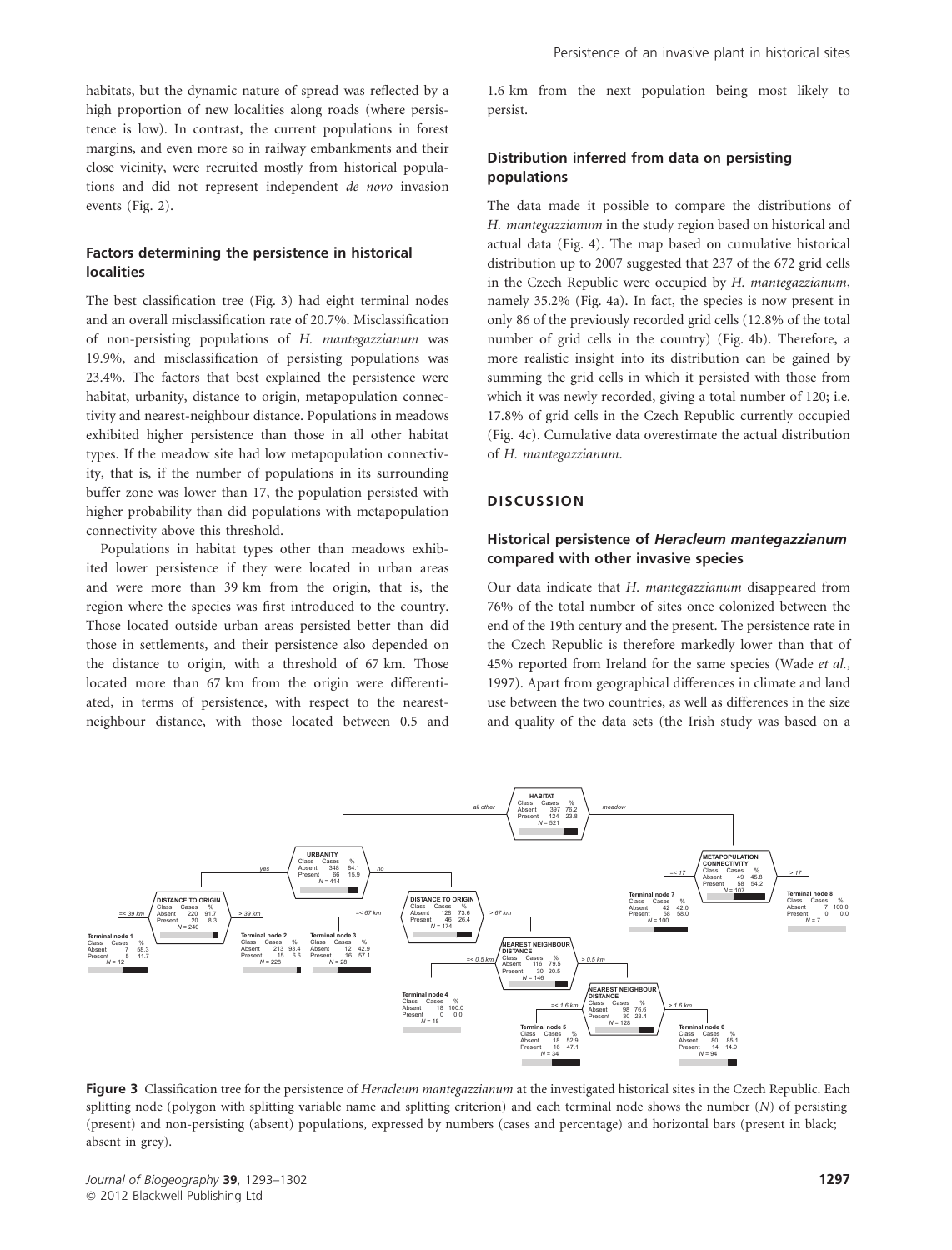habitats, but the dynamic nature of spread was reflected by a high proportion of new localities along roads (where persistence is low). In contrast, the current populations in forest margins, and even more so in railway embankments and their close vicinity, were recruited mostly from historical populations and did not represent independent *de novo* invasion events (Fig. 2).

### Factors determining the persistence in historical localities

The best classification tree (Fig. 3) had eight terminal nodes and an overall misclassification rate of 20.7%. Misclassification of non-persisting populations of *H. mantegazzianum* was 19.9%, and misclassification of persisting populations was 23.4%. The factors that best explained the persistence were habitat, urbanity, distance to origin, metapopulation connectivity and nearest-neighbour distance. Populations in meadows exhibited higher persistence than those in all other habitat types. If the meadow site had low metapopulation connectivity, that is, if the number of populations in its surrounding buffer zone was lower than 17, the population persisted with higher probability than did populations with metapopulation connectivity above this threshold.

Populations in habitat types other than meadows exhibited lower persistence if they were located in urban areas and were more than 39 km from the origin, that is, the region where the species was first introduced to the country. Those located outside urban areas persisted better than did those in settlements, and their persistence also depended on the distance to origin, with a threshold of 67 km. Those located more than 67 km from the origin were differentiated, in terms of persistence, with respect to the nearest-neighbour distance, with those located between 0.5 and 1.6 km from the next population being most likely to persist.

### Distribution inferred from data on persisting populations

The data made it possible to compare the distributions of *H. mantegazzianum* in the study region based on historical and actual data (Fig. 4). The map based on cumulative historical distribution up to 2007 suggested that 237 of the 672 grid cells in the Czech Republic were occupied by *H. mantegazzianum*, namely 35.2% (Fig. 4a). In fact, the species is now present in only 86 of the previously recorded grid cells (12.8% of the total number of grid cells in the country) (Fig. 4b). Therefore, a more realistic insight into its distribution can be gained by summing the grid cells in which it persisted with those from which it was newly recorded, giving a total number of 120; i.e. 17.8% of grid cells in the Czech Republic currently occupied (Fig. 4c). Cumulative data overestimate the actual distribution of *H. mantegazzianum*.

## DISCUSSION

### Historical persistence of *Heracleum mantegazzianum* compared with other invasive species

Our data indicate that *H. mantegazzianum* disappeared from 76% of the total number of sites once colonized between the end of the 19th century and the present. The persistence rate in the Czech Republic is therefore markedly lower than that of 45% reported from Ireland for the same species (Wade *et al.*, 1997). Apart from geographical differences in climate and land use between the two countries, as well as differences in the size and quality of the data sets (the Irish study was based on a

**Figure 3** Classification tree for the persistence of *Heracleum mantegazzianum* at the investigated historical sites in the Czech Republic. Each splitting node (polygon with splitting variable name and splitting criterion) and each terminal node shows the number ($N$) of persisting (present) and non-persisting (absent) populations, expressed by numbers (cases and percentage) and horizontal bars (present in black; absent in grey).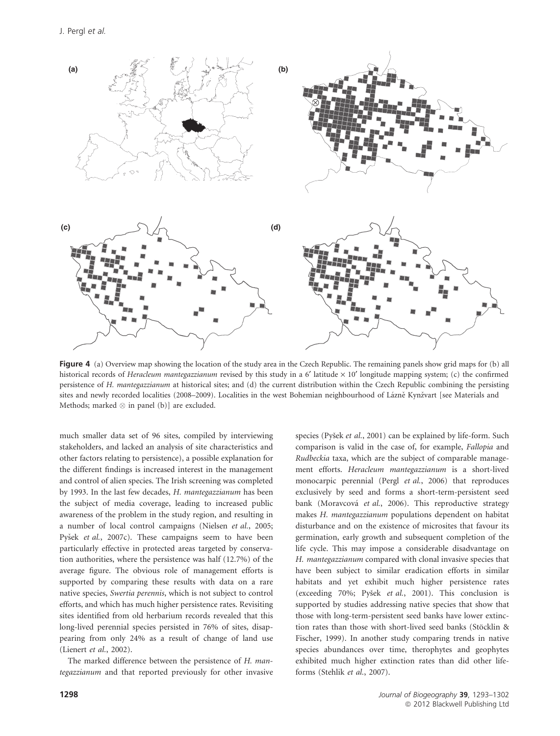**Figure 4** (a) Overview map showing the location of the study area in the Czech Republic. The remaining panels show grid maps for (b) all historical records of *Heracleum mantegazzianum* revised by this study in a 6′ latitude × 10′ longitude mapping system; (c) the confirmed persistence of *H. mantegazzianum* at historical sites; and (d) the current distribution within the Czech Republic combining the persisting sites and newly recorded localities (2008–2009). Localities in the west Bohemian neighbourhood of Lázně Kynžvart [see Materials and Methods; marked ⊗ in panel (b)] are excluded.

much smaller data set of 96 sites, compiled by interviewing stakeholders, and lacked an analysis of site characteristics and other factors relating to persistence), a possible explanation for the different findings is increased interest in the management and control of alien species. The Irish screening was completed by 1993. In the last few decades, *H. mantegazzianum* has been the subject of media coverage, leading to increased public awareness of the problem in the study region, and resulting in a number of local control campaigns (Nielsen *et al.*, 2005; Pyšek *et al.*, 2007c). These campaigns seem to have been particularly effective in protected areas targeted by conservation authorities, where the persistence was half (12.7%) of the average figure. The obvious role of management efforts is supported by comparing these results with data on a rare native species, *Swertia perennis*, which is not subject to control efforts, and which has much higher persistence rates. Revisiting sites identified from old herbarium records revealed that this long-lived perennial species persisted in 76% of sites, disappearing from only 24% as a result of change of land use (Lienert *et al.*, 2002).

The marked difference between the persistence of *H. mantegazzianum* and that reported previously for other invasive species (Pyšek *et al.*, 2001) can be explained by life-form. Such comparison is valid in the case of, for example, *Fallopia* and *Rudbeckia* taxa, which are the subject of comparable management efforts. *Heracleum mantegazzianum* is a short-lived monocarpic perennial (Pergl *et al.*, 2006) that reproduces exclusively by seed and forms a short-term-persistent seed bank (Moravcová *et al.*, 2006). This reproductive strategy makes *H. mantegazzianum* populations dependent on habitat disturbance and on the existence of microsites that favour its germination, early growth and subsequent completion of the life cycle. This may impose a considerable disadvantage on *H. mantegazzianum* compared with clonal invasive species that have been subject to similar eradication efforts in similar habitats and yet exhibit much higher persistence rates (exceeding 70%; Pyšek *et al.*, 2001). This conclusion is supported by studies addressing native species that show that those with long-term-persistent seed banks have lower extinction rates than those with short-lived seed banks (Stöcklin & Fischer, 1999). In another study comparing trends in native species abundances over time, therophytes and geophytes exhibited much higher extinction rates than did other life-forms (Stehlik *et al.*, 2007).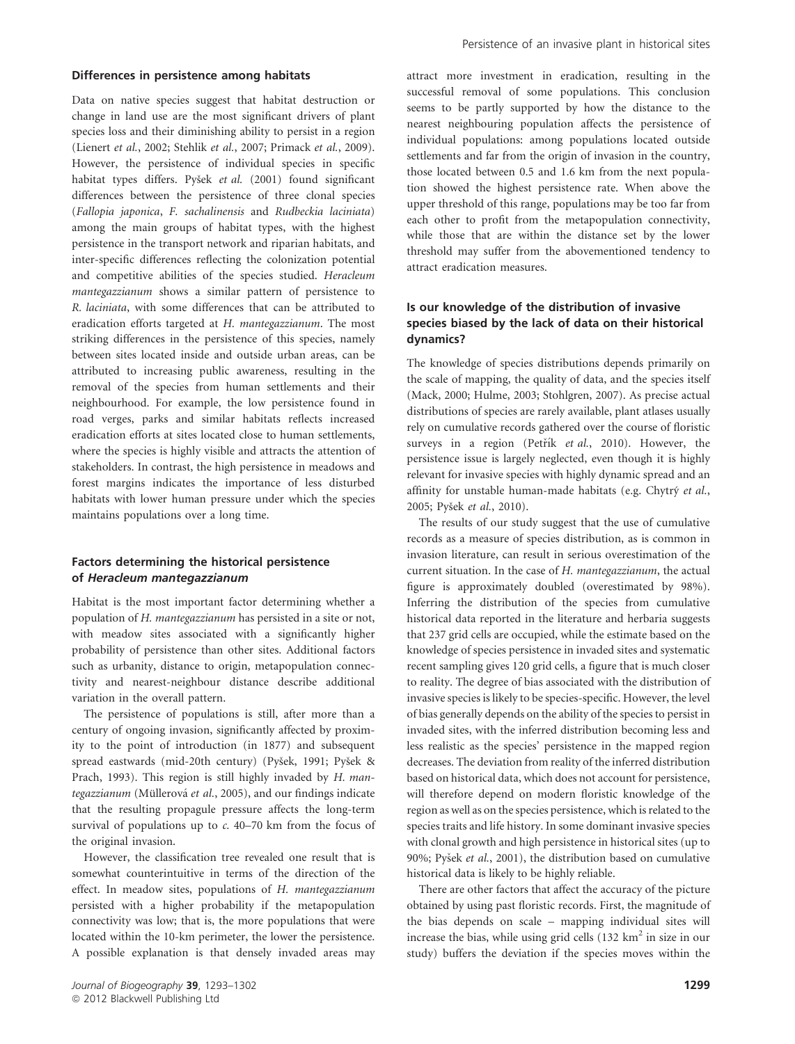### Differences in persistence among habitats

Data on native species suggest that habitat destruction or change in land use are the most significant drivers of plant species loss and their diminishing ability to persist in a region (Lienert *et al.*, 2002; Stehlik *et al.*, 2007; Primack *et al.*, 2009). However, the persistence of individual species in specific habitat types differs. Pyšek *et al.* (2001) found significant differences between the persistence of three clonal species (*Fallopia japonica*, *F. sachalinensis* and *Rudbeckia laciniata*) among the main groups of habitat types, with the highest persistence in the transport network and riparian habitats, and inter-specific differences reflecting the colonization potential and competitive abilities of the species studied. *Heracleum mantegazzianum* shows a similar pattern of persistence to *R. laciniata*, with some differences that can be attributed to eradication efforts targeted at *H. mantegazzianum*. The most striking differences in the persistence of this species, namely between sites located inside and outside urban areas, can be attributed to increasing public awareness, resulting in the removal of the species from human settlements and their neighbourhood. For example, the low persistence found in road verges, parks and similar habitats reflects increased eradication efforts at sites located close to human settlements, where the species is highly visible and attracts the attention of stakeholders. In contrast, the high persistence in meadows and forest margins indicates the importance of less disturbed habitats with lower human pressure under which the species maintains populations over a long time.

### Factors determining the historical persistence of *Heracleum mantegazzianum*

Habitat is the most important factor determining whether a population of *H. mantegazzianum* has persisted in a site or not, with meadow sites associated with a significantly higher probability of persistence than other sites. Additional factors such as urbanity, distance to origin, metapopulation connectivity and nearest-neighbour distance describe additional variation in the overall pattern.

The persistence of populations is still, after more than a century of ongoing invasion, significantly affected by proximity to the point of introduction (in 1877) and subsequent spread eastwards (mid-20th century) (Pyšek, 1991; Pyšek & Prach, 1993). This region is still highly invaded by *H. mantegazzianum* (Müllerová *et al.*, 2005), and our findings indicate that the resulting propagule pressure affects the long-term survival of populations up to *c.* 40–70 km from the focus of the original invasion.

However, the classification tree revealed one result that is somewhat counterintuitive in terms of the direction of the effect. In meadow sites, populations of *H. mantegazzianum* persisted with a higher probability if the metapopulation connectivity was low; that is, the more populations that were located within the 10-km perimeter, the lower the persistence. A possible explanation is that densely invaded areas may attract more investment in eradication, resulting in the successful removal of some populations. This conclusion seems to be partly supported by how the distance to the nearest neighbouring population affects the persistence of individual populations: among populations located outside settlements and far from the origin of invasion in the country, those located between 0.5 and 1.6 km from the next population showed the highest persistence rate. When above the upper threshold of this range, populations may be too far from each other to profit from the metapopulation connectivity, while those that are within the distance set by the lower threshold may suffer from the abovementioned tendency to attract eradication measures.

### Is our knowledge of the distribution of invasive species biased by the lack of data on their historical dynamics?

The knowledge of species distributions depends primarily on the scale of mapping, the quality of data, and the species itself (Mack, 2000; Hulme, 2003; Stohlgren, 2007). As precise actual distributions of species are rarely available, plant atlases usually rely on cumulative records gathered over the course of floristic surveys in a region (Petřík *et al.*, 2010). However, the persistence issue is largely neglected, even though it is highly relevant for invasive species with highly dynamic spread and an affinity for unstable human-made habitats (e.g. Chytrý *et al.*, 2005; Pyšek *et al.*, 2010).

The results of our study suggest that the use of cumulative records as a measure of species distribution, as is common in invasion literature, can result in serious overestimation of the current situation. In the case of *H. mantegazzianum*, the actual figure is approximately doubled (overestimated by 98%). Inferring the distribution of the species from cumulative historical data reported in the literature and herbaria suggests that 237 grid cells are occupied, while the estimate based on the knowledge of species persistence in invaded sites and systematic recent sampling gives 120 grid cells, a figure that is much closer to reality. The degree of bias associated with the distribution of invasive species is likely to be species-specific. However, the level of bias generally depends on the ability of the species to persist in invaded sites, with the inferred distribution becoming less and less realistic as the species' persistence in the mapped region decreases. The deviation from reality of the inferred distribution based on historical data, which does not account for persistence, will therefore depend on modern floristic knowledge of the region as well as on the species persistence, which is related to the species traits and life history. In some dominant invasive species with clonal growth and high persistence in historical sites (up to 90%; Pyšek *et al.*, 2001), the distribution based on cumulative historical data is likely to be highly reliable.

There are other factors that affect the accuracy of the picture obtained by using past floristic records. First, the magnitude of the bias depends on scale – mapping individual sites will increase the bias, while using grid cells (132 km$^2$ in size in our study) buffers the deviation if the species moves within the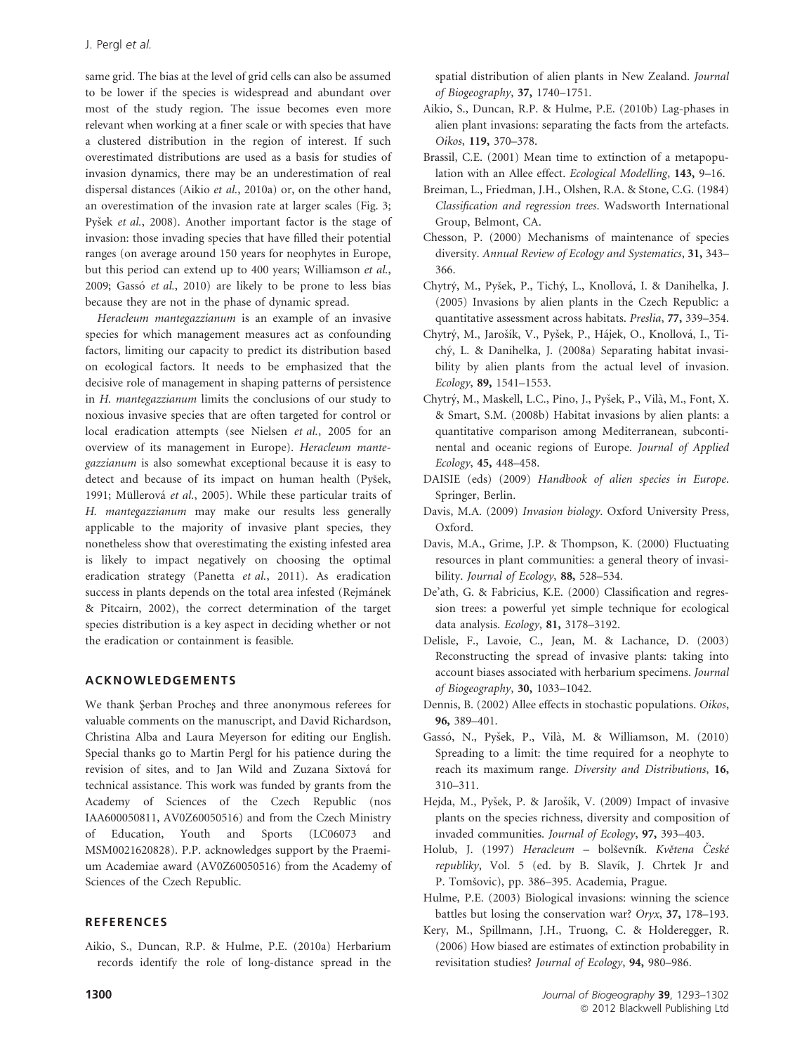same grid. The bias at the level of grid cells can also be assumed to be lower if the species is widespread and abundant over most of the study region. The issue becomes even more relevant when working at a finer scale or with species that have a clustered distribution in the region of interest. If such overestimated distributions are used as a basis for studies of invasion dynamics, there may be an underestimation of real dispersal distances (Aikio *et al.*, 2010a) or, on the other hand, an overestimation of the invasion rate at larger scales (Fig. 3; Pyšek *et al.*, 2008). Another important factor is the stage of invasion: those invading species that have filled their potential ranges (on average around 150 years for neophytes in Europe, but this period can extend up to 400 years; Williamson *et al.*, 2009; Gassó *et al.*, 2010) are likely to be prone to less bias because they are not in the phase of dynamic spread.

*Heracleum mantegazzianum* is an example of an invasive species for which management measures act as confounding factors, limiting our capacity to predict its distribution based on ecological factors. It needs to be emphasized that the decisive role of management in shaping patterns of persistence in *H. mantegazzianum* limits the conclusions of our study to noxious invasive species that are often targeted for control or local eradication attempts (see Nielsen *et al.*, 2005 for an overview of its management in Europe). *Heracleum mantegazzianum* is also somewhat exceptional because it is easy to detect and because of its impact on human health (Pyšek, 1991; Müllerová *et al.*, 2005). While these particular traits of *H. mantegazzianum* may make our results less generally applicable to the majority of invasive plant species, they nonetheless show that overestimating the existing infested area is likely to impact negatively on choosing the optimal eradication strategy (Panetta *et al.*, 2011). As eradication success in plants depends on the total area infested (Rejmánek & Pitcairn, 2002), the correct determination of the target species distribution is a key aspect in deciding whether or not the eradication or containment is feasible.

## ACKNOWLEDGEMENTS

We thank Şerban Procheş and three anonymous referees for valuable comments on the manuscript, and David Richardson, Christina Alba and Laura Meyerson for editing our English. Special thanks go to Martin Pergl for his patience during the revision of sites, and to Jan Wild and Zuzana Sixtová for technical assistance. This work was funded by grants from the Academy of Sciences of the Czech Republic (nos IAA600050811, AV0Z60050516) and from the Czech Ministry of Education, Youth and Sports (LC06073 and MSM0021620828). P.P. acknowledges support by the Praemium Academiae award (AV0Z60050516) from the Academy of Sciences of the Czech Republic.

## REFERENCES

Aikio, S., Duncan, R.P. & Hulme, P.E. (2010a) Herbarium records identify the role of long-distance spread in the spatial distribution of alien plants in New Zealand. *Journal of Biogeography*, **37,** 1740–1751.

Aikio, S., Duncan, R.P. & Hulme, P.E. (2010b) Lag-phases in alien plant invasions: separating the facts from the artefacts. *Oikos*, **119,** 370–378.

Brassil, C.E. (2001) Mean time to extinction of a metapopulation with an Allee effect. *Ecological Modelling*, **143,** 9–16.

Breiman, L., Friedman, J.H., Olshen, R.A. & Stone, C.G. (1984) *Classification and regression trees*. Wadsworth International Group, Belmont, CA.

Chesson, P. (2000) Mechanisms of maintenance of species diversity. *Annual Review of Ecology and Systematics*, **31,** 343–366.

Chytrý, M., Pyšek, P., Tichý, L., Knollová, I. & Danihelka, J. (2005) Invasions by alien plants in the Czech Republic: a quantitative assessment across habitats. *Preslia*, **77,** 339–354.

Chytrý, M., Jarošík, V., Pyšek, P., Hájek, O., Knollová, I., Tichý, L. & Danihelka, J. (2008a) Separating habitat invasibility by alien plants from the actual level of invasion. *Ecology*, **89,** 1541–1553.

Chytrý, M., Maskell, L.C., Pino, J., Pyšek, P., Vilà, M., Font, X. & Smart, S.M. (2008b) Habitat invasions by alien plants: a quantitative comparison among Mediterranean, subcontinental and oceanic regions of Europe. *Journal of Applied Ecology*, **45,** 448–458.

DAISIE (eds) (2009) *Handbook of alien species in Europe*. Springer, Berlin.

Davis, M.A. (2009) *Invasion biology*. Oxford University Press, Oxford.

Davis, M.A., Grime, J.P. & Thompson, K. (2000) Fluctuating resources in plant communities: a general theory of invasibility. *Journal of Ecology*, **88,** 528–534.

De'ath, G. & Fabricius, K.E. (2000) Classification and regression trees: a powerful yet simple technique for ecological data analysis. *Ecology*, **81,** 3178–3192.

Delisle, F., Lavoie, C., Jean, M. & Lachance, D. (2003) Reconstructing the spread of invasive plants: taking into account biases associated with herbarium specimens. *Journal of Biogeography*, **30,** 1033–1042.

Dennis, B. (2002) Allee effects in stochastic populations. *Oikos*, **96,** 389–401.

Gassó, N., Pyšek, P., Vilà, M. & Williamson, M. (2010) Spreading to a limit: the time required for a neophyte to reach its maximum range. *Diversity and Distributions*, **16,** 310–311.

Hejda, M., Pyšek, P. & Jarošík, V. (2009) Impact of invasive plants on the species richness, diversity and composition of invaded communities. *Journal of Ecology*, **97,** 393–403.

Holub, J. (1997) *Heracleum* – bolševník. *Květena České republiky*, Vol. 5 (ed. by B. Slavík, J. Chrtek Jr and P. Tomšovic), pp. 386–395. Academia, Prague.

Hulme, P.E. (2003) Biological invasions: winning the science battles but losing the conservation war? *Oryx*, **37,** 178–193.

Kery, M., Spillmann, J.H., Truong, C. & Holderegger, R. (2006) How biased are estimates of extinction probability in revisitation studies? *Journal of Ecology*, **94,** 980–986.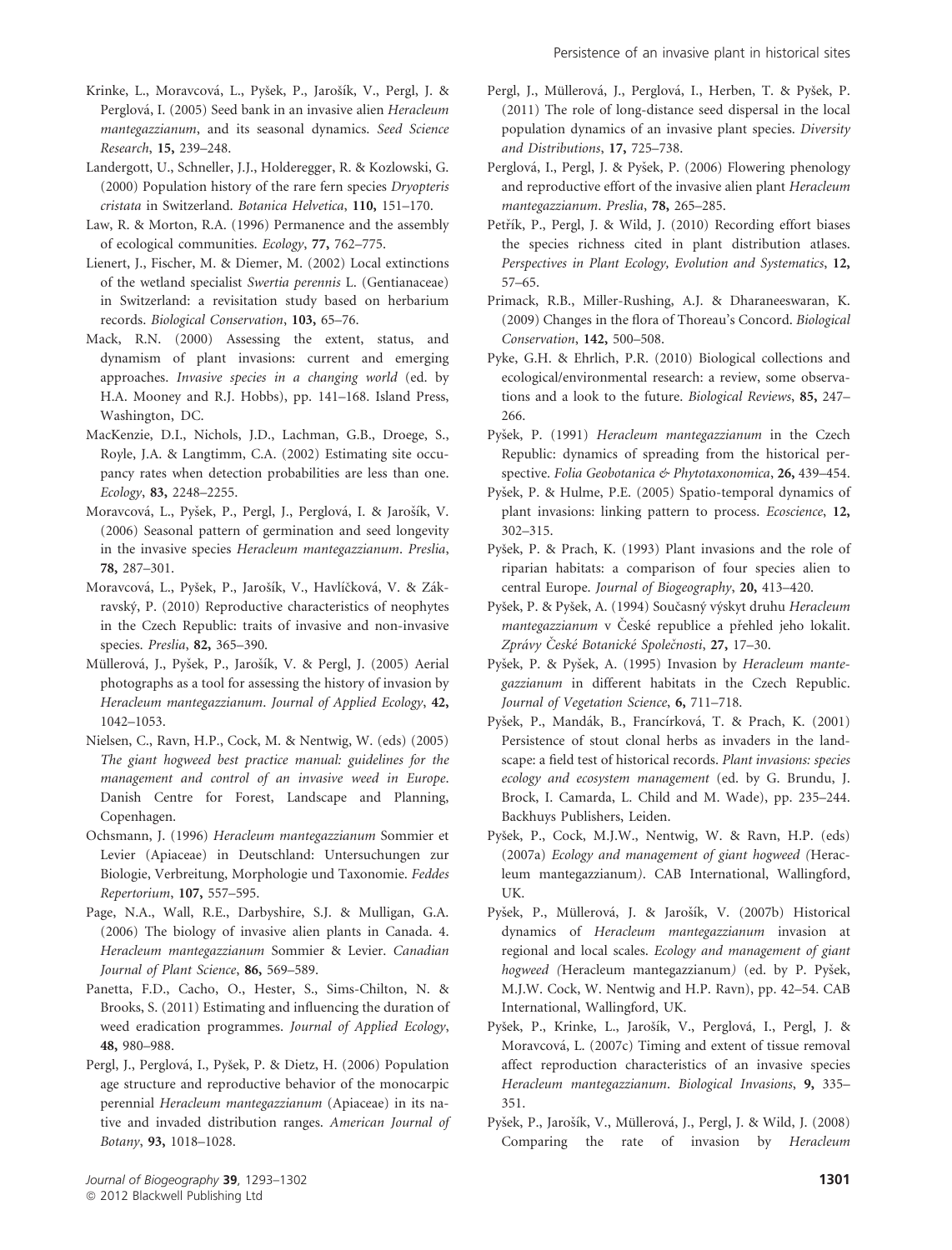Krinke, L., Moravcová, L., Pyšek, P., Jarošík, V., Pergl, J. & Perglová, I. (2005) Seed bank in an invasive alien *Heracleum mantegazzianum*, and its seasonal dynamics. *Seed Science Research*, **15**, 239–248.

Landergott, U., Schneller, J.J., Holderegger, R. & Kozlowski, G. (2000) Population history of the rare fern species *Dryopteris cristata* in Switzerland. *Botanica Helvetica*, **110**, 151–170.

Law, R. & Morton, R.A. (1996) Permanence and the assembly of ecological communities. *Ecology*, **77**, 762–775.

Lienert, J., Fischer, M. & Diemer, M. (2002) Local extinctions of the wetland specialist *Swertia perennis* L. (Gentianaceae) in Switzerland: a revisitation study based on herbarium records. *Biological Conservation*, **103**, 65–76.

Mack, R.N. (2000) Assessing the extent, status, and dynamism of plant invasions: current and emerging approaches. *Invasive species in a changing world* (ed. by H.A. Mooney and R.J. Hobbs), pp. 141–168. Island Press, Washington, DC.

MacKenzie, D.I., Nichols, J.D., Lachman, G.B., Droege, S., Royle, J.A. & Langtimm, C.A. (2002) Estimating site occupancy rates when detection probabilities are less than one. *Ecology*, **83**, 2248–2255.

Moravcová, L., Pyšek, P., Pergl, J., Perglová, I. & Jarošík, V. (2006) Seasonal pattern of germination and seed longevity in the invasive species *Heracleum mantegazzianum*. *Preslia*, **78**, 287–301.

Moravcová, L., Pyšek, P., Jarošík, V., Havlíčková, V. & Zákravský, P. (2010) Reproductive characteristics of neophytes in the Czech Republic: traits of invasive and non-invasive species. *Preslia*, **82**, 365–390.

Müllerová, J., Pyšek, P., Jarošík, V. & Pergl, J. (2005) Aerial photographs as a tool for assessing the history of invasion by *Heracleum mantegazzianum*. *Journal of Applied Ecology*, **42**, 1042–1053.

Nielsen, C., Ravn, H.P., Cock, M. & Nentwig, W. (eds) (2005) *The giant hogweed best practice manual: guidelines for the management and control of an invasive weed in Europe*. Danish Centre for Forest, Landscape and Planning, Copenhagen.

Ochsmann, J. (1996) *Heracleum mantegazzianum* Sommier et Levier (Apiaceae) in Deutschland: Untersuchungen zur Biologie, Verbreitung, Morphologie und Taxonomie. *Feddes Repertorium*, **107**, 557–595.

Page, N.A., Wall, R.E., Darbyshire, S.J. & Mulligan, G.A. (2006) The biology of invasive alien plants in Canada. 4. *Heracleum mantegazzianum* Sommier & Levier. *Canadian Journal of Plant Science*, **86**, 569–589.

Panetta, F.D., Cacho, O., Hester, S., Sims-Chilton, N. & Brooks, S. (2011) Estimating and influencing the duration of weed eradication programmes. *Journal of Applied Ecology*, **48**, 980–988.

Pergl, J., Perglová, I., Pyšek, P. & Dietz, H. (2006) Population age structure and reproductive behavior of the monocarpic perennial *Heracleum mantegazzianum* (Apiaceae) in its native and invaded distribution ranges. *American Journal of Botany*, **93**, 1018–1028.

Pergl, J., Müllerová, J., Perglová, I., Herben, T. & Pyšek, P. (2011) The role of long-distance seed dispersal in the local population dynamics of an invasive plant species. *Diversity and Distributions*, **17**, 725–738.

Perglová, I., Pergl, J. & Pyšek, P. (2006) Flowering phenology and reproductive effort of the invasive alien plant *Heracleum mantegazzianum*. *Preslia*, **78**, 265–285.

Petřík, P., Pergl, J. & Wild, J. (2010) Recording effort biases the species richness cited in plant distribution atlases. *Perspectives in Plant Ecology, Evolution and Systematics*, **12**, 57–65.

Primack, R.B., Miller-Rushing, A.J. & Dharaneeswaran, K. (2009) Changes in the flora of Thoreau's Concord. *Biological Conservation*, **142**, 500–508.

Pyke, G.H. & Ehrlich, P.R. (2010) Biological collections and ecological/environmental research: a review, some observations and a look to the future. *Biological Reviews*, **85**, 247–266.

Pyšek, P. (1991) *Heracleum mantegazzianum* in the Czech Republic: dynamics of spreading from the historical perspective. *Folia Geobotanica & Phytotaxonomica*, **26**, 439–454.

Pyšek, P. & Hulme, P.E. (2005) Spatio-temporal dynamics of plant invasions: linking pattern to process. *Ecoscience*, **12**, 302–315.

Pyšek, P. & Prach, K. (1993) Plant invasions and the role of riparian habitats: a comparison of four species alien to central Europe. *Journal of Biogeography*, **20**, 413–420.

Pyšek, P. & Pyšek, A. (1994) Současný výskyt druhu *Heracleum mantegazzianum* v České republice a přehled jeho lokalit. *Zprávy České Botanické Společnosti*, **27**, 17–30.

Pyšek, P. & Pyšek, A. (1995) Invasion by *Heracleum mantegazzianum* in different habitats in the Czech Republic. *Journal of Vegetation Science*, **6**, 711–718.

Pyšek, P., Mandák, B., Francírková, T. & Prach, K. (2001) Persistence of stout clonal herbs as invaders in the landscape: a field test of historical records. *Plant invasions: species ecology and ecosystem management* (ed. by G. Brundu, J. Brock, I. Camarda, L. Child and M. Wade), pp. 235–244. Backhuys Publishers, Leiden.

Pyšek, P., Cock, M.J.W., Nentwig, W. & Ravn, H.P. (eds) (2007a) *Ecology and management of giant hogweed (*Heracleum mantegazzianum*)*. CAB International, Wallingford, UK.

Pyšek, P., Müllerová, J. & Jarošík, V. (2007b) Historical dynamics of *Heracleum mantegazzianum* invasion at regional and local scales. *Ecology and management of giant hogweed (*Heracleum mantegazzianum*)* (ed. by P. Pyšek, M.J.W. Cock, W. Nentwig and H.P. Ravn), pp. 42–54. CAB International, Wallingford, UK.

Pyšek, P., Krinke, L., Jarošík, V., Perglová, I., Pergl, J. & Moravcová, L. (2007c) Timing and extent of tissue removal affect reproduction characteristics of an invasive species *Heracleum mantegazzianum*. *Biological Invasions*, **9**, 335–351.

Pyšek, P., Jarošík, V., Müllerová, J., Pergl, J. & Wild, J. (2008) Comparing the rate of invasion by *Heracleum*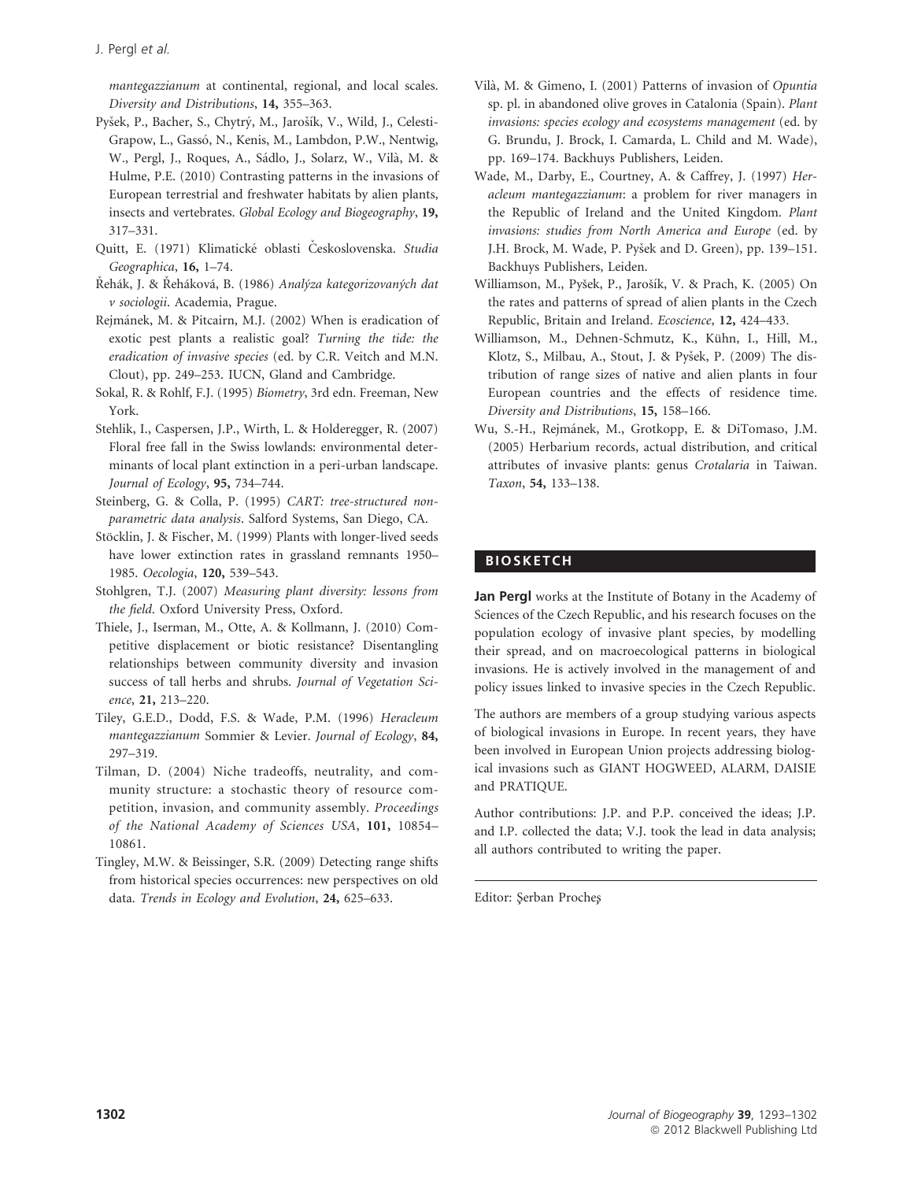mantegazzianum at continental, regional, and local scales. *Diversity and Distributions*, **14,** 355–363.

Pyšek, P., Bacher, S., Chytrý, M., Jarošík, V., Wild, J., Celesti-Grapow, L., Gassó, N., Kenis, M., Lambdon, P.W., Nentwig, W., Pergl, J., Roques, A., Sádlo, J., Solarz, W., Vilà, M. & Hulme, P.E. (2010) Contrasting patterns in the invasions of European terrestrial and freshwater habitats by alien plants, insects and vertebrates. *Global Ecology and Biogeography*, **19,** 317–331.

Quitt, E. (1971) Klimatické oblasti Československa. *Studia Geographica*, **16,** 1–74.

Řehák, J. & Řeháková, B. (1986) *Analýza kategorizovaných dat v sociologii*. Academia, Prague.

Rejmánek, M. & Pitcairn, M.J. (2002) When is eradication of exotic pest plants a realistic goal? *Turning the tide: the eradication of invasive species* (ed. by C.R. Veitch and M.N. Clout), pp. 249–253. IUCN, Gland and Cambridge.

Sokal, R. & Rohlf, F.J. (1995) *Biometry*, 3rd edn. Freeman, New York.

Stehlik, I., Caspersen, J.P., Wirth, L. & Holderegger, R. (2007) Floral free fall in the Swiss lowlands: environmental determinants of local plant extinction in a peri-urban landscape. *Journal of Ecology*, **95,** 734–744.

Steinberg, G. & Colla, P. (1995) *CART: tree-structured non-parametric data analysis*. Salford Systems, San Diego, CA.

Stöcklin, J. & Fischer, M. (1999) Plants with longer-lived seeds have lower extinction rates in grassland remnants 1950–1985. *Oecologia*, **120,** 539–543.

Stohlgren, T.J. (2007) *Measuring plant diversity: lessons from the field*. Oxford University Press, Oxford.

Thiele, J., Iserman, M., Otte, A. & Kollmann, J. (2010) Competitive displacement or biotic resistance? Disentangling relationships between community diversity and invasion success of tall herbs and shrubs. *Journal of Vegetation Science*, **21,** 213–220.

Tiley, G.E.D., Dodd, F.S. & Wade, P.M. (1996) *Heracleum mantegazzianum* Sommier & Levier. *Journal of Ecology*, **84,** 297–319.

Tilman, D. (2004) Niche tradeoffs, neutrality, and community structure: a stochastic theory of resource competition, invasion, and community assembly. *Proceedings of the National Academy of Sciences USA*, **101,** 10854–10861.

Tingley, M.W. & Beissinger, S.R. (2009) Detecting range shifts from historical species occurrences: new perspectives on old data. *Trends in Ecology and Evolution*, **24,** 625–633.

Vilà, M. & Gimeno, I. (2001) Patterns of invasion of *Opuntia* sp. pl. in abandoned olive groves in Catalonia (Spain). *Plant invasions: species ecology and ecosystems management* (ed. by G. Brundu, J. Brock, I. Camarda, L. Child and M. Wade), pp. 169–174. Backhuys Publishers, Leiden.

Wade, M., Darby, E., Courtney, A. & Caffrey, J. (1997) *Heracleum mantegazzianum*: a problem for river managers in the Republic of Ireland and the United Kingdom. *Plant invasions: studies from North America and Europe* (ed. by J.H. Brock, M. Wade, P. Pyšek and D. Green), pp. 139–151. Backhuys Publishers, Leiden.

Williamson, M., Pyšek, P., Jarošík, V. & Prach, K. (2005) On the rates and patterns of spread of alien plants in the Czech Republic, Britain and Ireland. *Ecoscience*, **12,** 424–433.

Williamson, M., Dehnen-Schmutz, K., Kühn, I., Hill, M., Klotz, S., Milbau, A., Stout, J. & Pyšek, P. (2009) The distribution of range sizes of native and alien plants in four European countries and the effects of residence time. *Diversity and Distributions*, **15,** 158–166.

Wu, S.-H., Rejmánek, M., Grotkopp, E. & DiTomaso, J.M. (2005) Herbarium records, actual distribution, and critical attributes of invasive plants: genus *Crotalaria* in Taiwan. *Taxon*, **54,** 133–138.

## BIOSKETCH

**Jan Pergl** works at the Institute of Botany in the Academy of Sciences of the Czech Republic, and his research focuses on the population ecology of invasive plant species, by modelling their spread, and on macroecological patterns in biological invasions. He is actively involved in the management of and policy issues linked to invasive species in the Czech Republic.

The authors are members of a group studying various aspects of biological invasions in Europe. In recent years, they have been involved in European Union projects addressing biological invasions such as GIANT HOGWEED, ALARM, DAISIE and PRATIQUE.

Author contributions: J.P. and P.P. conceived the ideas; J.P. and I.P. collected the data; V.J. took the lead in data analysis; all authors contributed to writing the paper.

Editor: Şerban Procheş